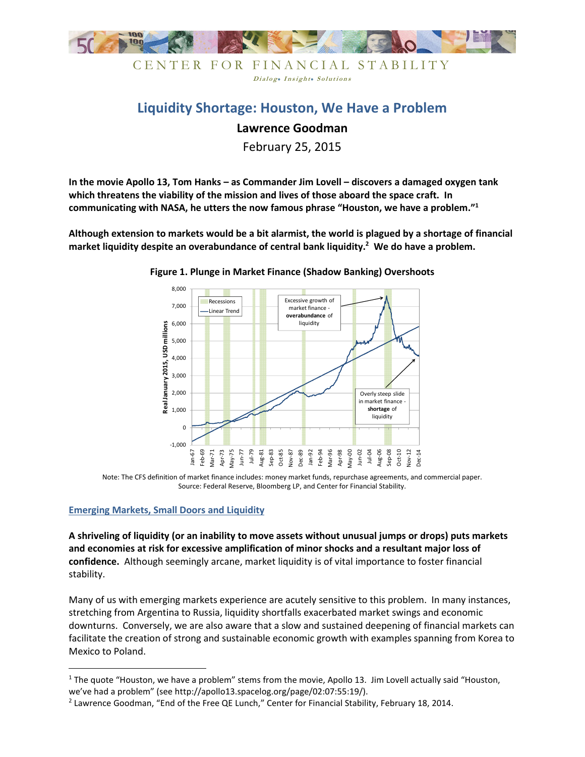CENTER FOR FINANCIAL STABILITY

*Dialog• Insight• Solutions*

# Liquidity Shortage: Houston, We Have a Problem

**Lawrence Goodman**

February 25, 2015

**In the movie Apollo 13, Tom Hanks – as Commander Jim Lovell – discovers a damaged oxygen tank which threatens the viability of the mission and lives of those aboard the space craft. In communicating with NASA, he utters the now famous phrase "Houston, we have a problem."[1]**

**Although extension to markets would be a bit alarmist, the world is plagued by a shortage of financial market liquidity despite an overabundance of central bank liquidity.[2] We do have a problem.**

**Figure 1. Plunge in Market Finance (Shadow Banking) Overshoots**

Note: The CFS definition of market finance includes: money market funds, repurchase agreements, and commercial paper.
Source: Federal Reserve, Bloomberg LP, and Center for Financial Stability.

## Emerging Markets, Small Doors and Liquidity

**A shriveling of liquidity (or an inability to move assets without unusual jumps or drops) puts markets and economies at risk for excessive amplification of minor shocks and a resultant major loss of confidence.** Although seemingly arcane, market liquidity is of vital importance to foster financial stability.

Many of us with emerging markets experience are acutely sensitive to this problem. In many instances, stretching from Argentina to Russia, liquidity shortfalls exacerbated market swings and economic downturns. Conversely, we are also aware that a slow and sustained deepening of financial markets can facilitate the creation of strong and sustainable economic growth with examples spanning from Korea to Mexico to Poland.

---

[1] The quote "Houston, we have a problem" stems from the movie, Apollo 13. Jim Lovell actually said "Houston, we've had a problem" (see http://apollo13.spacelog.org/page/02:07:55:19/).

[2] Lawrence Goodman, "End of the Free QE Lunch," Center for Financial Stability, February 18, 2014.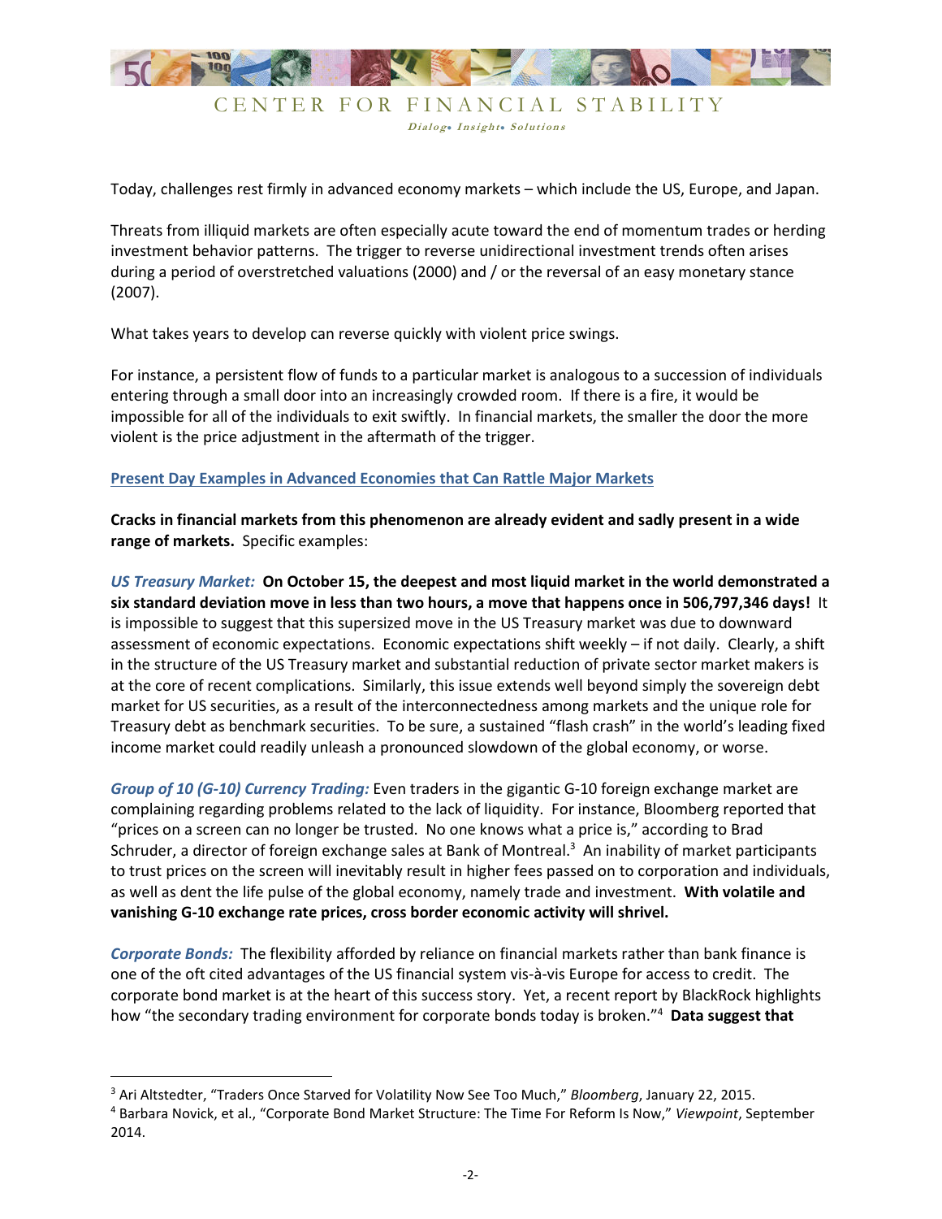Today, challenges rest firmly in advanced economy markets – which include the US, Europe, and Japan.

Threats from illiquid markets are often especially acute toward the end of momentum trades or herding investment behavior patterns. The trigger to reverse unidirectional investment trends often arises during a period of overstretched valuations (2000) and / or the reversal of an easy monetary stance (2007).

What takes years to develop can reverse quickly with violent price swings.

For instance, a persistent flow of funds to a particular market is analogous to a succession of individuals entering through a small door into an increasingly crowded room. If there is a fire, it would be impossible for all of the individuals to exit swiftly. In financial markets, the smaller the door the more violent is the price adjustment in the aftermath of the trigger.

## Present Day Examples in Advanced Economies that Can Rattle Major Markets

**Cracks in financial markets from this phenomenon are already evident and sadly present in a wide range of markets.** Specific examples:

***US Treasury Market:*** **On October 15, the deepest and most liquid market in the world demonstrated a six standard deviation move in less than two hours, a move that happens once in 506,797,346 days!** It is impossible to suggest that this supersized move in the US Treasury market was due to downward assessment of economic expectations. Economic expectations shift weekly – if not daily. Clearly, a shift in the structure of the US Treasury market and substantial reduction of private sector market makers is at the core of recent complications. Similarly, this issue extends well beyond simply the sovereign debt market for US securities, as a result of the interconnectedness among markets and the unique role for Treasury debt as benchmark securities. To be sure, a sustained "flash crash" in the world's leading fixed income market could readily unleash a pronounced slowdown of the global economy, or worse.

***Group of 10 (G-10) Currency Trading:*** Even traders in the gigantic G-10 foreign exchange market are complaining regarding problems related to the lack of liquidity. For instance, Bloomberg reported that "prices on a screen can no longer be trusted. No one knows what a price is," according to Brad Schruder, a director of foreign exchange sales at Bank of Montreal.[3] An inability of market participants to trust prices on the screen will inevitably result in higher fees passed on to corporation and individuals, as well as dent the life pulse of the global economy, namely trade and investment. **With volatile and vanishing G-10 exchange rate prices, cross border economic activity will shrivel.**

***Corporate Bonds:*** The flexibility afforded by reliance on financial markets rather than bank finance is one of the oft cited advantages of the US financial system vis-à-vis Europe for access to credit. The corporate bond market is at the heart of this success story. Yet, a recent report by BlackRock highlights how "the secondary trading environment for corporate bonds today is broken."[4] **Data suggest that**

---

[3] Ari Altstedter, "Traders Once Starved for Volatility Now See Too Much," *Bloomberg*, January 22, 2015.

[4] Barbara Novick, et al., "Corporate Bond Market Structure: The Time For Reform Is Now," *Viewpoint*, September 2014.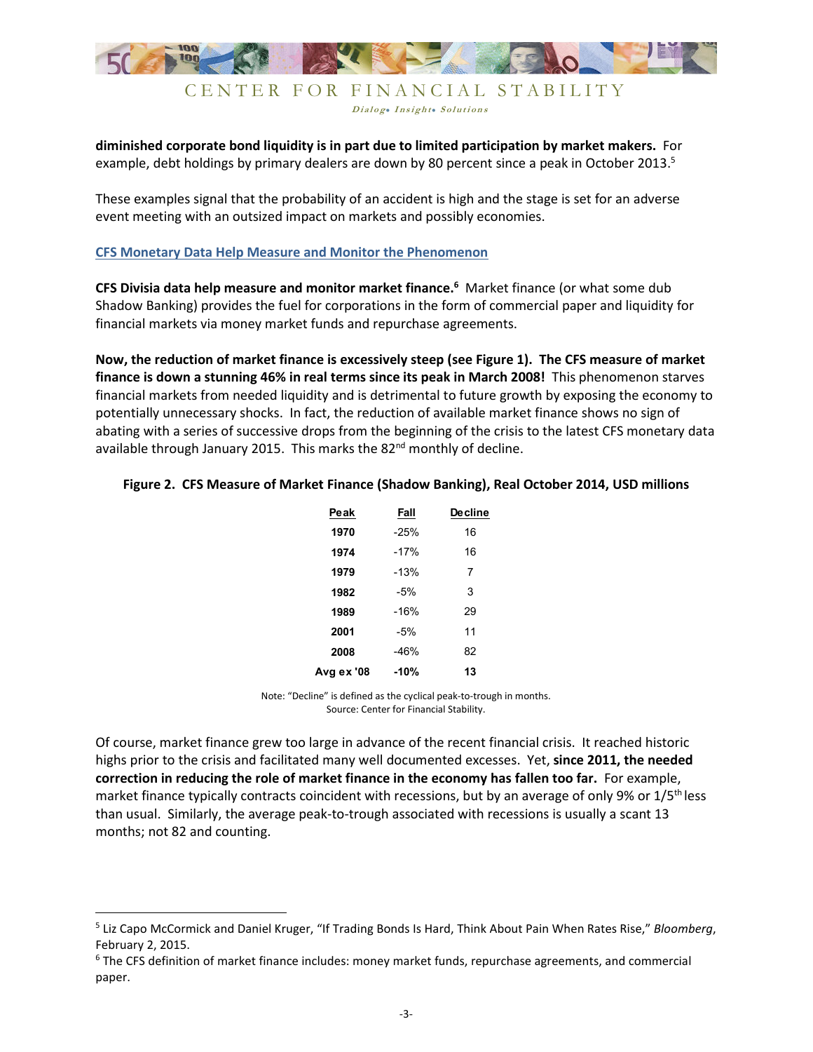**diminished corporate bond liquidity is in part due to limited participation by market makers.** For example, debt holdings by primary dealers are down by 80 percent since a peak in October 2013.[5]

These examples signal that the probability of an accident is high and the stage is set for an adverse event meeting with an outsized impact on markets and possibly economies.

## CFS Monetary Data Help Measure and Monitor the Phenomenon

**CFS Divisia data help measure and monitor market finance.[6]** Market finance (or what some dub Shadow Banking) provides the fuel for corporations in the form of commercial paper and liquidity for financial markets via money market funds and repurchase agreements.

**Now, the reduction of market finance is excessively steep (see Figure 1). The CFS measure of market finance is down a stunning 46% in real terms since its peak in March 2008!** This phenomenon starves financial markets from needed liquidity and is detrimental to future growth by exposing the economy to potentially unnecessary shocks. In fact, the reduction of available market finance shows no sign of abating with a series of successive drops from the beginning of the crisis to the latest CFS monetary data available through January 2015. This marks the 82nd monthly of decline.

**Figure 2. CFS Measure of Market Finance (Shadow Banking), Real October 2014, USD millions**

| Peak | Fall | Decline |
|---|---|---|
| **1970** | -25% | 16 |
| **1974** | -17% | 16 |
| **1979** | -13% | 7 |
| **1982** | -5% | 3 |
| **1989** | -16% | 29 |
| **2001** | -5% | 11 |
| **2008** | -46% | 82 |
| **Avg ex '08** | **-10%** | **13** |

Note: "Decline" is defined as the cyclical peak-to-trough in months.
Source: Center for Financial Stability.

Of course, market finance grew too large in advance of the recent financial crisis. It reached historic highs prior to the crisis and facilitated many well documented excesses. Yet, **since 2011, the needed correction in reducing the role of market finance in the economy has fallen too far.** For example, market finance typically contracts coincident with recessions, but by an average of only 9% or 1/5th less than usual. Similarly, the average peak-to-trough associated with recessions is usually a scant 13 months; not 82 and counting.

---

[5] Liz Capo McCormick and Daniel Kruger, "If Trading Bonds Is Hard, Think About Pain When Rates Rise," *Bloomberg*, February 2, 2015.

[6] The CFS definition of market finance includes: money market funds, repurchase agreements, and commercial paper.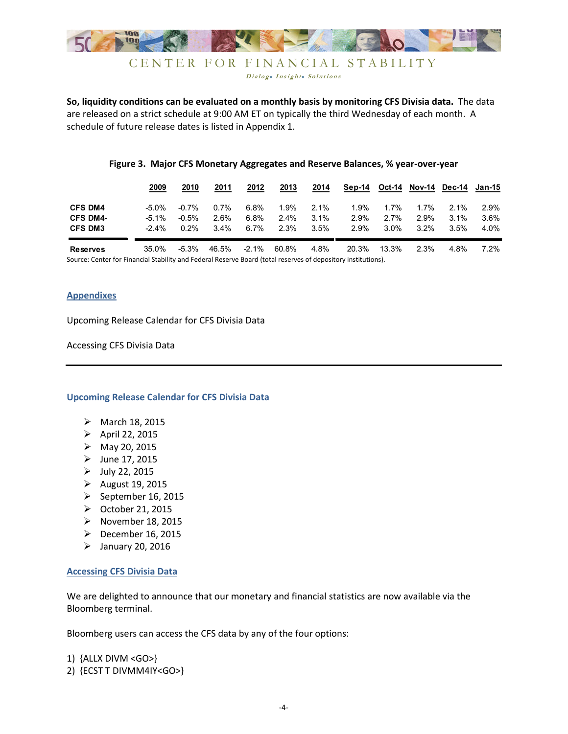**So, liquidity conditions can be evaluated on a monthly basis by monitoring CFS Divisia data.** The data are released on a strict schedule at 9:00 AM ET on typically the third Wednesday of each month. A schedule of future release dates is listed in Appendix 1.

**Figure 3. Major CFS Monetary Aggregates and Reserve Balances, % year-over-year**

| | 2009 | 2010 | 2011 | 2012 | 2013 | 2014 | Sep-14 | Oct-14 | Nov-14 | Dec-14 | Jan-15 |
|---|---|---|---|---|---|---|---|---|---|---|---|
| **CFS DM4** | -5.0% | -0.7% | 0.7% | 6.8% | 1.9% | 2.1% | 1.9% | 1.7% | 1.7% | 2.1% | 2.9% |
| **CFS DM4-** | -5.1% | -0.5% | 2.6% | 6.8% | 2.4% | 3.1% | 2.9% | 2.7% | 2.9% | 3.1% | 3.6% |
| **CFS DM3** | -2.4% | 0.2% | 3.4% | 6.7% | 2.3% | 3.5% | 2.9% | 3.0% | 3.2% | 3.5% | 4.0% |
| **Reserves** | 35.0% | -5.3% | 46.5% | -2.1% | 60.8% | 4.8% | 20.3% | 13.3% | 2.3% | 4.8% | 7.2% |

Source: Center for Financial Stability and Federal Reserve Board (total reserves of depository institutions).

## Appendixes

Upcoming Release Calendar for CFS Divisia Data

Accessing CFS Divisia Data

---

## Upcoming Release Calendar for CFS Divisia Data

- March 18, 2015
- April 22, 2015
- May 20, 2015
- June 17, 2015
- July 22, 2015
- August 19, 2015
- September 16, 2015
- October 21, 2015
- November 18, 2015
- December 16, 2015
- January 20, 2016

## Accessing CFS Divisia Data

We are delighted to announce that our monetary and financial statistics are now available via the Bloomberg terminal.

Bloomberg users can access the CFS data by any of the four options:

1) {ALLX DIVM <GO>}
2) {ECST T DIVMM4IY<GO>}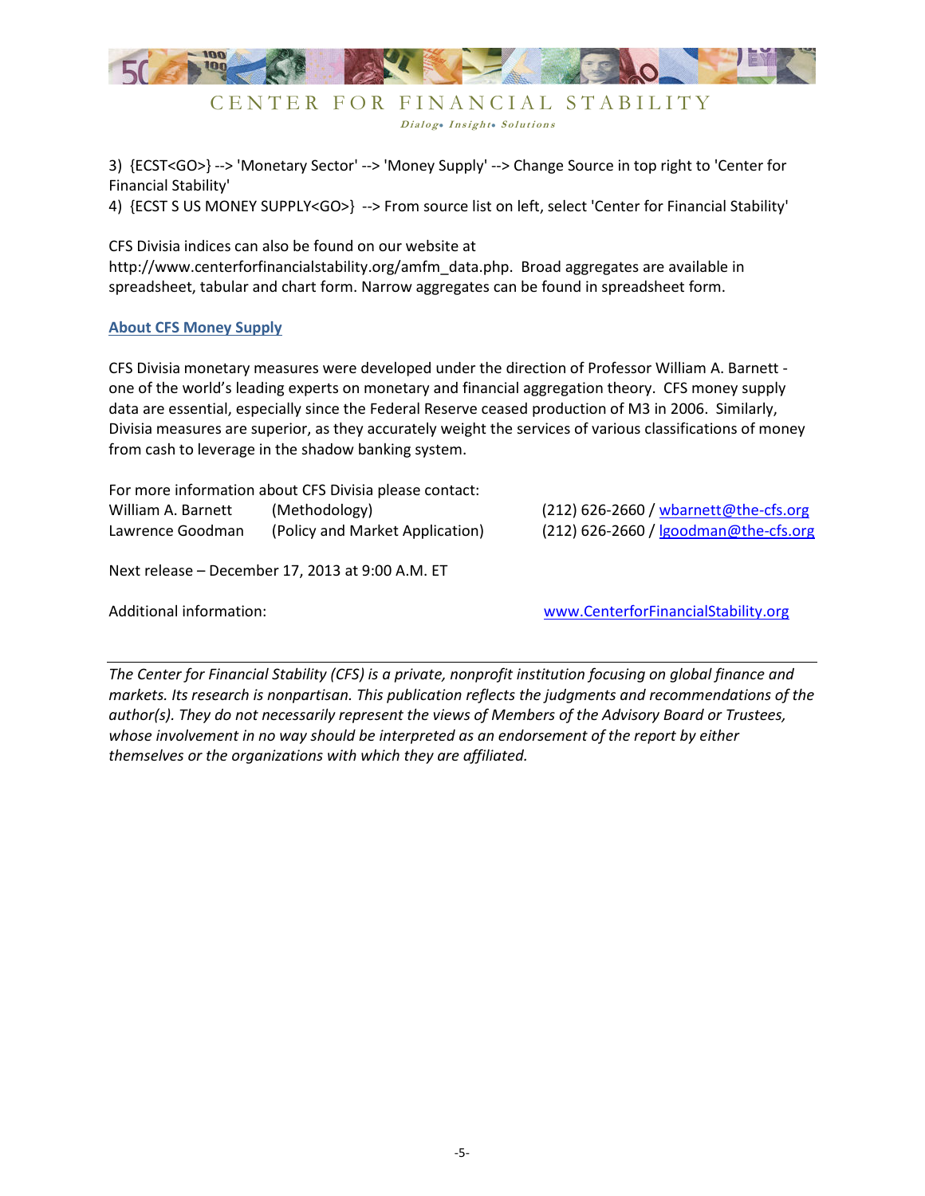3) {ECST<GO>} --> 'Monetary Sector' --> 'Money Supply' --> Change Source in top right to 'Center for Financial Stability'

4) {ECST S US MONEY SUPPLY<GO>} --> From source list on left, select 'Center for Financial Stability'

CFS Divisia indices can also be found on our website at http://www.centerforfinancialstability.org/amfm_data.php. Broad aggregates are available in spreadsheet, tabular and chart form. Narrow aggregates can be found in spreadsheet form.

**About CFS Money Supply**

CFS Divisia monetary measures were developed under the direction of Professor William A. Barnett - one of the world's leading experts on monetary and financial aggregation theory. CFS money supply data are essential, especially since the Federal Reserve ceased production of M3 in 2006. Similarly, Divisia measures are superior, as they accurately weight the services of various classifications of money from cash to leverage in the shadow banking system.

For more information about CFS Divisia please contact:

| | | |
|---|---|---|
| William A. Barnett | (Methodology) | (212) 626-2660 / wbarnett@the-cfs.org |
| Lawrence Goodman | (Policy and Market Application) | (212) 626-2660 / lgoodman@the-cfs.org |

Next release – December 17, 2013 at 9:00 A.M. ET

Additional information: www.CenterforFinancialStability.org

---

*The Center for Financial Stability (CFS) is a private, nonprofit institution focusing on global finance and markets. Its research is nonpartisan. This publication reflects the judgments and recommendations of the author(s). They do not necessarily represent the views of Members of the Advisory Board or Trustees, whose involvement in no way should be interpreted as an endorsement of the report by either themselves or the organizations with which they are affiliated.*